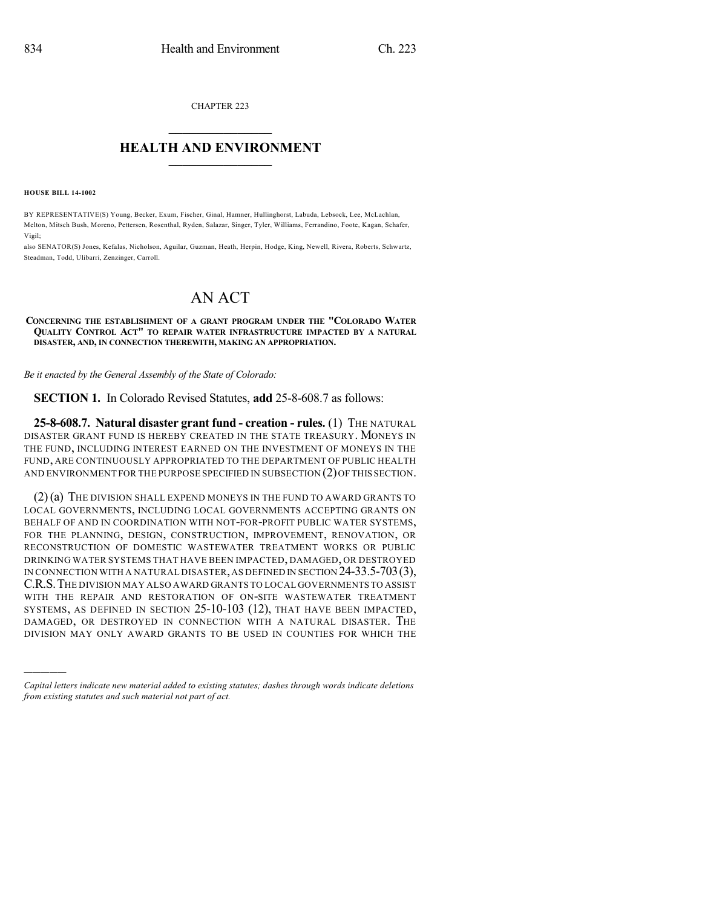CHAPTER 223

# HEALTH AND ENVIRONMENT

**HOUSE BILL 14-1002**

BY REPRESENTATIVE(S) Young, Becker, Exum, Fischer, Ginal, Hamner, Hullinghorst, Labuda, Lebsock, Lee, McLachlan, Melton, Mitsch Bush, Moreno, Pettersen, Rosenthal, Ryden, Salazar, Singer, Tyler, Williams, Ferrandino, Foote, Kagan, Schafer, Vigil;
also SENATOR(S) Jones, Kefalas, Nicholson, Aguilar, Guzman, Heath, Herpin, Hodge, King, Newell, Rivera, Roberts, Schwartz, Steadman, Todd, Ulibarri, Zenzinger, Carroll.

# AN ACT

**CONCERNING THE ESTABLISHMENT OF A GRANT PROGRAM UNDER THE "COLORADO WATER QUALITY CONTROL ACT" TO REPAIR WATER INFRASTRUCTURE IMPACTED BY A NATURAL DISASTER, AND, IN CONNECTION THEREWITH, MAKING AN APPROPRIATION.**

*Be it enacted by the General Assembly of the State of Colorado:*

**SECTION 1.** In Colorado Revised Statutes, **add** 25-8-608.7 as follows:

**25-8-608.7. Natural disaster grant fund - creation - rules.** (1) THE NATURAL DISASTER GRANT FUND IS HEREBY CREATED IN THE STATE TREASURY. MONEYS IN THE FUND, INCLUDING INTEREST EARNED ON THE INVESTMENT OF MONEYS IN THE FUND, ARE CONTINUOUSLY APPROPRIATED TO THE DEPARTMENT OF PUBLIC HEALTH AND ENVIRONMENT FOR THE PURPOSE SPECIFIED IN SUBSECTION (2) OF THIS SECTION.

(2) (a) THE DIVISION SHALL EXPEND MONEYS IN THE FUND TO AWARD GRANTS TO LOCAL GOVERNMENTS, INCLUDING LOCAL GOVERNMENTS ACCEPTING GRANTS ON BEHALF OF AND IN COORDINATION WITH NOT-FOR-PROFIT PUBLIC WATER SYSTEMS, FOR THE PLANNING, DESIGN, CONSTRUCTION, IMPROVEMENT, RENOVATION, OR RECONSTRUCTION OF DOMESTIC WASTEWATER TREATMENT WORKS OR PUBLIC DRINKING WATER SYSTEMS THAT HAVE BEEN IMPACTED, DAMAGED, OR DESTROYED IN CONNECTION WITH A NATURAL DISASTER, AS DEFINED IN SECTION 24-33.5-703 (3), C.R.S. THE DIVISION MAY ALSO AWARD GRANTS TO LOCAL GOVERNMENTS TO ASSIST WITH THE REPAIR AND RESTORATION OF ON-SITE WASTEWATER TREATMENT SYSTEMS, AS DEFINED IN SECTION 25-10-103 (12), THAT HAVE BEEN IMPACTED, DAMAGED, OR DESTROYED IN CONNECTION WITH A NATURAL DISASTER. THE DIVISION MAY ONLY AWARD GRANTS TO BE USED IN COUNTIES FOR WHICH THE

*Capital letters indicate new material added to existing statutes; dashes through words indicate deletions from existing statutes and such material not part of act.*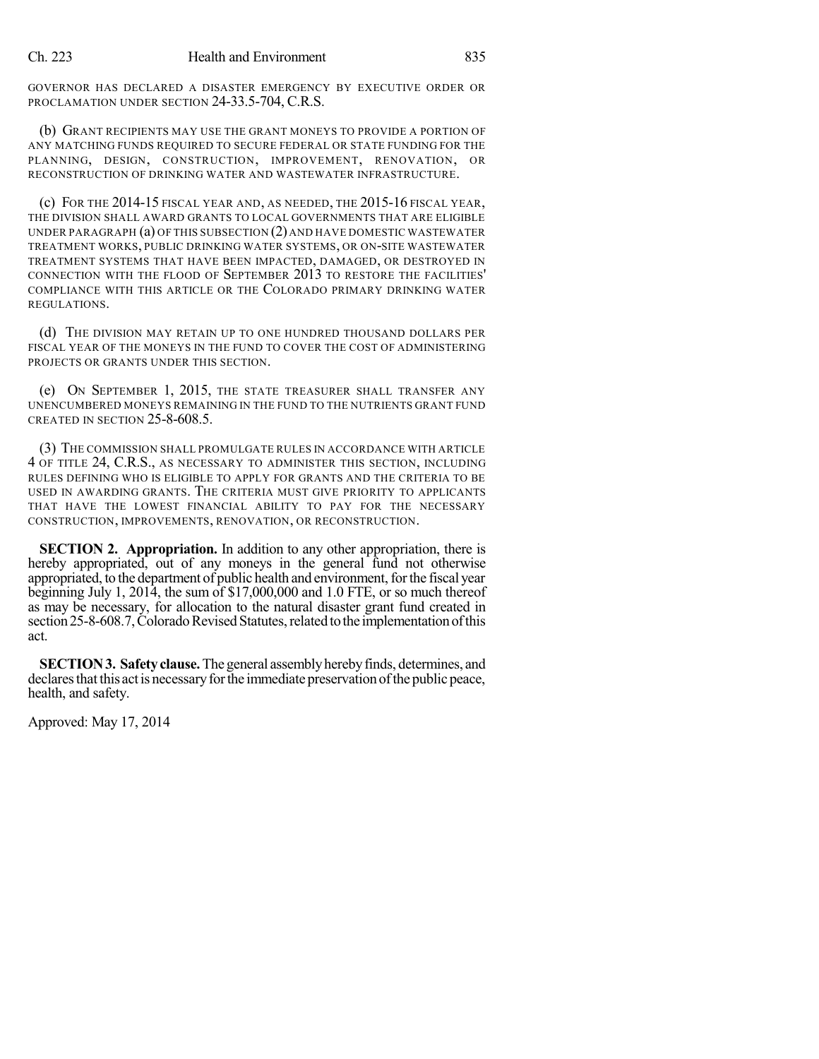GOVERNOR HAS DECLARED A DISASTER EMERGENCY BY EXECUTIVE ORDER OR PROCLAMATION UNDER SECTION 24-33.5-704, C.R.S.

(b) GRANT RECIPIENTS MAY USE THE GRANT MONEYS TO PROVIDE A PORTION OF ANY MATCHING FUNDS REQUIRED TO SECURE FEDERAL OR STATE FUNDING FOR THE PLANNING, DESIGN, CONSTRUCTION, IMPROVEMENT, RENOVATION, OR RECONSTRUCTION OF DRINKING WATER AND WASTEWATER INFRASTRUCTURE.

(c) FOR THE 2014-15 FISCAL YEAR AND, AS NEEDED, THE 2015-16 FISCAL YEAR, THE DIVISION SHALL AWARD GRANTS TO LOCAL GOVERNMENTS THAT ARE ELIGIBLE UNDER PARAGRAPH (a) OF THIS SUBSECTION (2) AND HAVE DOMESTIC WASTEWATER TREATMENT WORKS, PUBLIC DRINKING WATER SYSTEMS, OR ON-SITE WASTEWATER TREATMENT SYSTEMS THAT HAVE BEEN IMPACTED, DAMAGED, OR DESTROYED IN CONNECTION WITH THE FLOOD OF SEPTEMBER 2013 TO RESTORE THE FACILITIES' COMPLIANCE WITH THIS ARTICLE OR THE COLORADO PRIMARY DRINKING WATER REGULATIONS.

(d) THE DIVISION MAY RETAIN UP TO ONE HUNDRED THOUSAND DOLLARS PER FISCAL YEAR OF THE MONEYS IN THE FUND TO COVER THE COST OF ADMINISTERING PROJECTS OR GRANTS UNDER THIS SECTION.

(e) ON SEPTEMBER 1, 2015, THE STATE TREASURER SHALL TRANSFER ANY UNENCUMBERED MONEYS REMAINING IN THE FUND TO THE NUTRIENTS GRANT FUND CREATED IN SECTION 25-8-608.5.

(3) THE COMMISSION SHALL PROMULGATE RULES IN ACCORDANCE WITH ARTICLE 4 OF TITLE 24, C.R.S., AS NECESSARY TO ADMINISTER THIS SECTION, INCLUDING RULES DEFINING WHO IS ELIGIBLE TO APPLY FOR GRANTS AND THE CRITERIA TO BE USED IN AWARDING GRANTS. THE CRITERIA MUST GIVE PRIORITY TO APPLICANTS THAT HAVE THE LOWEST FINANCIAL ABILITY TO PAY FOR THE NECESSARY CONSTRUCTION, IMPROVEMENTS, RENOVATION, OR RECONSTRUCTION.

**SECTION 2. Appropriation.** In addition to any other appropriation, there is hereby appropriated, out of any moneys in the general fund not otherwise appropriated, to the department of public health and environment, for the fiscal year beginning July 1, 2014, the sum of $17,000,000 and 1.0 FTE, or so much thereof as may be necessary, for allocation to the natural disaster grant fund created in section 25-8-608.7, Colorado Revised Statutes, related to the implementation of this act.

**SECTION 3. Safety clause.** The general assembly hereby finds, determines, and declares that this act is necessary for the immediate preservation of the public peace, health, and safety.

Approved: May 17, 2014